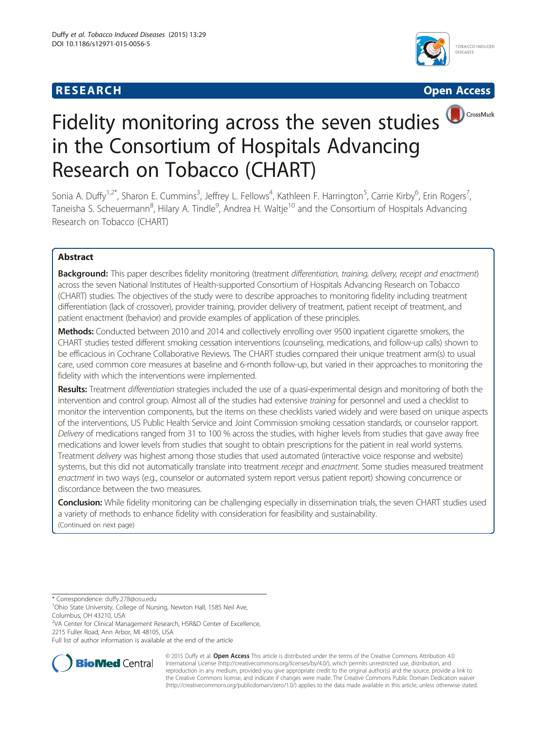RESEARCH Open Access

# Fidelity monitoring across the seven studies in the Consortium of Hospitals Advancing Research on Tobacco (CHART)

Sonia A. Duffy[1,2*], Sharon E. Cummins[3], Jeffrey L. Fellows[4], Kathleen F. Harrington[5], Carrie Kirby[6], Erin Rogers[7], Taneisha S. Scheuermann[8], Hilary A. Tindle[9], Andrea H. Waltje[10] and the Consortium of Hospitals Advancing Research on Tobacco (CHART)

## Abstract

**Background:** This paper describes fidelity monitoring (treatment *differentiation, training, delivery, receipt and enactment*) across the seven National Institutes of Health-supported Consortium of Hospitals Advancing Research on Tobacco (CHART) studies. The objectives of the study were to describe approaches to monitoring fidelity including treatment differentiation (lack of crossover), provider training, provider delivery of treatment, patient receipt of treatment, and patient enactment (behavior) and provide examples of application of these principles.

**Methods:** Conducted between 2010 and 2014 and collectively enrolling over 9500 inpatient cigarette smokers, the CHART studies tested different smoking cessation interventions (counseling, medications, and follow-up calls) shown to be efficacious in Cochrane Collaborative Reviews. The CHART studies compared their unique treatment arm(s) to usual care, used common core measures at baseline and 6-month follow-up, but varied in their approaches to monitoring the fidelity with which the interventions were implemented.

**Results:** Treatment *differentiation* strategies included the use of a quasi-experimental design and monitoring of both the intervention and control group. Almost all of the studies had extensive *training* for personnel and used a checklist to monitor the intervention components, but the items on these checklists varied widely and were based on unique aspects of the interventions, US Public Health Service and Joint Commission smoking cessation standards, or counselor rapport. *Delivery* of medications ranged from 31 to 100 % across the studies, with higher levels from studies that gave away free medications and lower levels from studies that sought to obtain prescriptions for the patient in real world systems. Treatment *delivery* was highest among those studies that used automated (interactive voice response and website) systems, but this did not automatically translate into treatment *receipt* and *enactment*. Some studies measured treatment *enactment* in two ways (e.g., counselor or automated system report versus patient report) showing concurrence or discordance between the two measures.

**Conclusion:** While fidelity monitoring can be challenging especially in dissemination trials, the seven CHART studies used a variety of methods to enhance fidelity with consideration for feasibility and sustainability.

(Continued on next page)

---

* Correspondence: duffy.278@osu.edu

[1]Ohio State University, College of Nursing, Newton Hall, 1585 Neil Ave, Columbus, OH 43210, USA

[2]VA Center for Clinical Management Research, HSR&D Center of Excellence, 2215 Fuller Road, Ann Arbor, MI 48105, USA

Full list of author information is available at the end of the article

© 2015 Duffy et al. **Open Access** This article is distributed under the terms of the Creative Commons Attribution 4.0 International License (http://creativecommons.org/licenses/by/4.0/), which permits unrestricted use, distribution, and reproduction in any medium, provided you give appropriate credit to the original author(s) and the source, provide a link to the Creative Commons license, and indicate if changes were made. The Creative Commons Public Domain Dedication waiver (http://creativecommons.org/publicdomain/zero/1.0/) applies to the data made available in this article, unless otherwise stated.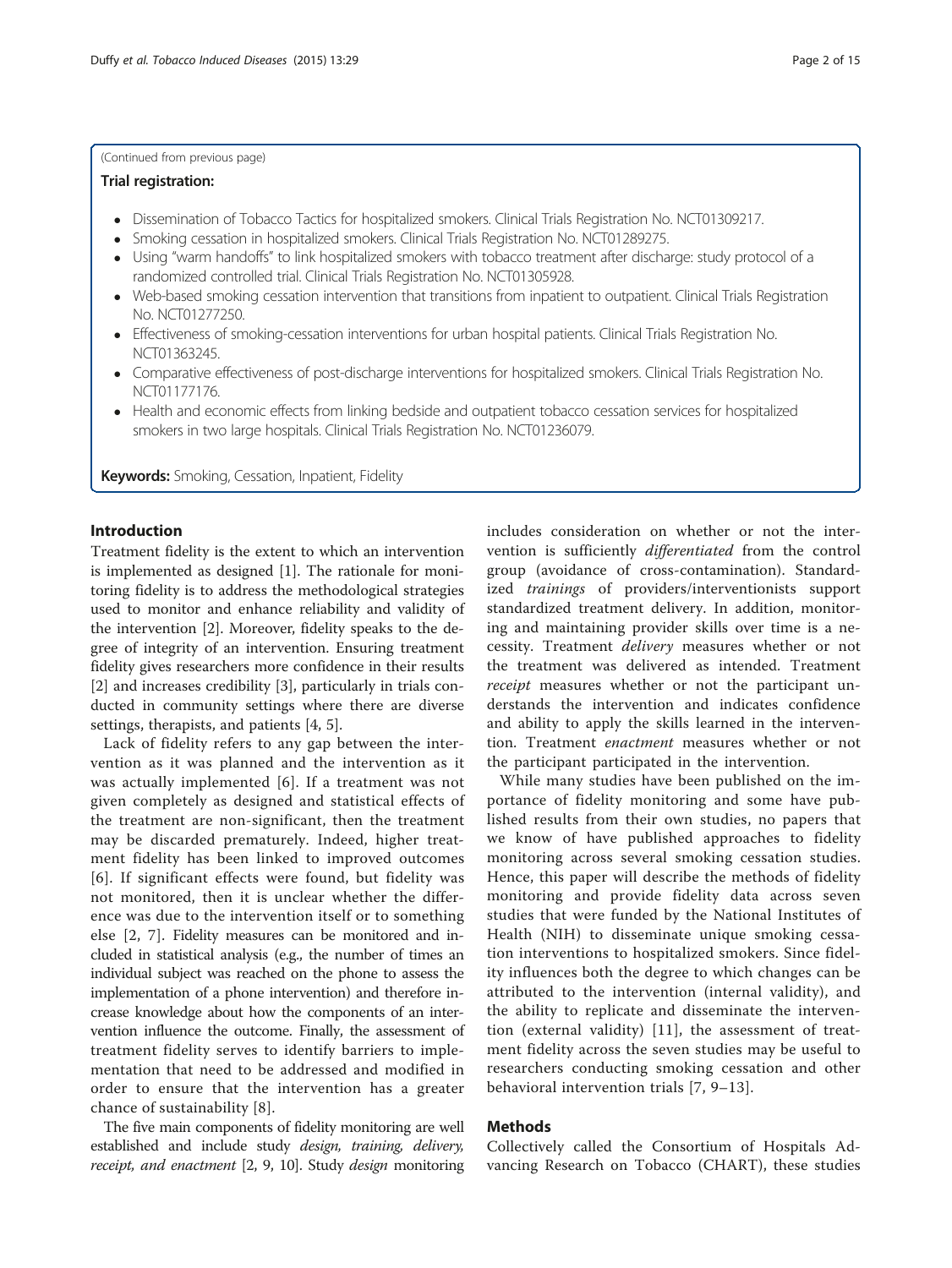(Continued from previous page)

**Trial registration:**

- Dissemination of Tobacco Tactics for hospitalized smokers. Clinical Trials Registration No. NCT01309217.
- Smoking cessation in hospitalized smokers. Clinical Trials Registration No. NCT01289275.
- Using "warm handoffs" to link hospitalized smokers with tobacco treatment after discharge: study protocol of a randomized controlled trial. Clinical Trials Registration No. NCT01305928.
- Web-based smoking cessation intervention that transitions from inpatient to outpatient. Clinical Trials Registration No. NCT01277250.
- Effectiveness of smoking-cessation interventions for urban hospital patients. Clinical Trials Registration No. NCT01363245.
- Comparative effectiveness of post-discharge interventions for hospitalized smokers. Clinical Trials Registration No. NCT01177176.
- Health and economic effects from linking bedside and outpatient tobacco cessation services for hospitalized smokers in two large hospitals. Clinical Trials Registration No. NCT01236079.

**Keywords:** Smoking, Cessation, Inpatient, Fidelity

## Introduction

Treatment fidelity is the extent to which an intervention is implemented as designed [1]. The rationale for monitoring fidelity is to address the methodological strategies used to monitor and enhance reliability and validity of the intervention [2]. Moreover, fidelity speaks to the degree of integrity of an intervention. Ensuring treatment fidelity gives researchers more confidence in their results [2] and increases credibility [3], particularly in trials conducted in community settings where there are diverse settings, therapists, and patients [4, 5].

Lack of fidelity refers to any gap between the intervention as it was planned and the intervention as it was actually implemented [6]. If a treatment was not given completely as designed and statistical effects of the treatment are non-significant, then the treatment may be discarded prematurely. Indeed, higher treatment fidelity has been linked to improved outcomes [6]. If significant effects were found, but fidelity was not monitored, then it is unclear whether the difference was due to the intervention itself or to something else [2, 7]. Fidelity measures can be monitored and included in statistical analysis (e.g., the number of times an individual subject was reached on the phone to assess the implementation of a phone intervention) and therefore increase knowledge about how the components of an intervention influence the outcome. Finally, the assessment of treatment fidelity serves to identify barriers to implementation that need to be addressed and modified in order to ensure that the intervention has a greater chance of sustainability [8].

The five main components of fidelity monitoring are well established and include study *design, training, delivery, receipt, and enactment* [2, 9, 10]. Study *design* monitoring includes consideration on whether or not the intervention is sufficiently *differentiated* from the control group (avoidance of cross-contamination). Standardized *trainings* of providers/interventionists support standardized treatment delivery. In addition, monitoring and maintaining provider skills over time is a necessity. Treatment *delivery* measures whether or not the treatment was delivered as intended. Treatment *receipt* measures whether or not the participant understands the intervention and indicates confidence and ability to apply the skills learned in the intervention. Treatment *enactment* measures whether or not the participant participated in the intervention.

While many studies have been published on the importance of fidelity monitoring and some have published results from their own studies, no papers that we know of have published approaches to fidelity monitoring across several smoking cessation studies. Hence, this paper will describe the methods of fidelity monitoring and provide fidelity data across seven studies that were funded by the National Institutes of Health (NIH) to disseminate unique smoking cessation interventions to hospitalized smokers. Since fidelity influences both the degree to which changes can be attributed to the intervention (internal validity), and the ability to replicate and disseminate the intervention (external validity) [11], the assessment of treatment fidelity across the seven studies may be useful to researchers conducting smoking cessation and other behavioral intervention trials [7, 9–13].

## Methods

Collectively called the Consortium of Hospitals Advancing Research on Tobacco (CHART), these studies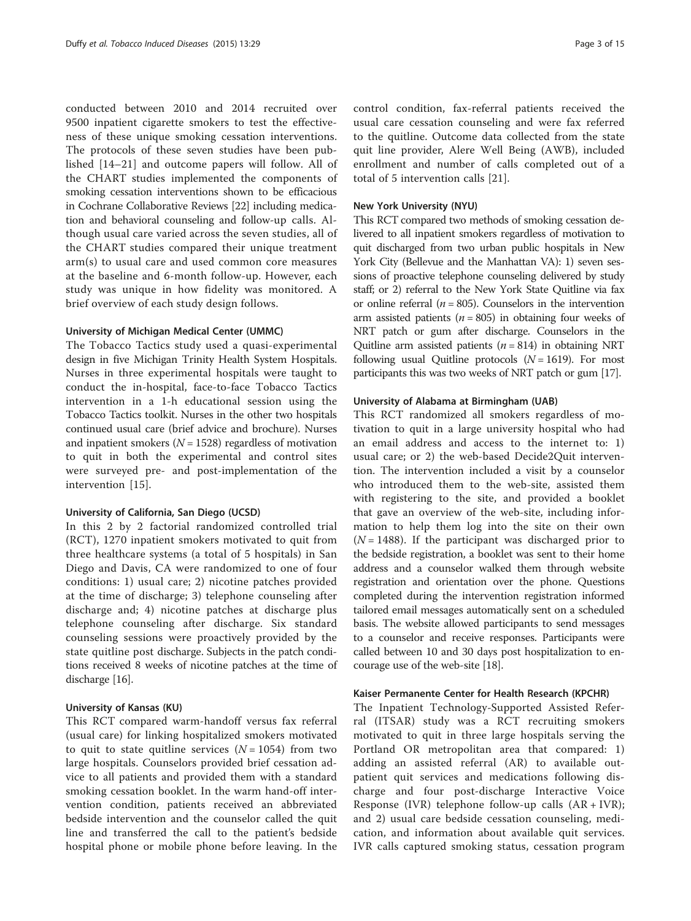conducted between 2010 and 2014 recruited over 9500 inpatient cigarette smokers to test the effectiveness of these unique smoking cessation interventions. The protocols of these seven studies have been published [14–21] and outcome papers will follow. All of the CHART studies implemented the components of smoking cessation interventions shown to be efficacious in Cochrane Collaborative Reviews [22] including medication and behavioral counseling and follow-up calls. Although usual care varied across the seven studies, all of the CHART studies compared their unique treatment arm(s) to usual care and used common core measures at the baseline and 6-month follow-up. However, each study was unique in how fidelity was monitored. A brief overview of each study design follows.

#### University of Michigan Medical Center (UMMC)

The Tobacco Tactics study used a quasi-experimental design in five Michigan Trinity Health System Hospitals. Nurses in three experimental hospitals were taught to conduct the in-hospital, face-to-face Tobacco Tactics intervention in a 1-h educational session using the Tobacco Tactics toolkit. Nurses in the other two hospitals continued usual care (brief advice and brochure). Nurses and inpatient smokers ($N = 1528$) regardless of motivation to quit in both the experimental and control sites were surveyed pre- and post-implementation of the intervention [15].

#### University of California, San Diego (UCSD)

In this 2 by 2 factorial randomized controlled trial (RCT), 1270 inpatient smokers motivated to quit from three healthcare systems (a total of 5 hospitals) in San Diego and Davis, CA were randomized to one of four conditions: 1) usual care; 2) nicotine patches provided at the time of discharge; 3) telephone counseling after discharge and; 4) nicotine patches at discharge plus telephone counseling after discharge. Six standard counseling sessions were proactively provided by the state quitline post discharge. Subjects in the patch conditions received 8 weeks of nicotine patches at the time of discharge [16].

#### University of Kansas (KU)

This RCT compared warm-handoff versus fax referral (usual care) for linking hospitalized smokers motivated to quit to state quitline services ($N = 1054$) from two large hospitals. Counselors provided brief cessation advice to all patients and provided them with a standard smoking cessation booklet. In the warm hand-off intervention condition, patients received an abbreviated bedside intervention and the counselor called the quit line and transferred the call to the patient's bedside hospital phone or mobile phone before leaving. In the control condition, fax-referral patients received the usual care cessation counseling and were fax referred to the quitline. Outcome data collected from the state quit line provider, Alere Well Being (AWB), included enrollment and number of calls completed out of a total of 5 intervention calls [21].

#### New York University (NYU)

This RCT compared two methods of smoking cessation delivered to all inpatient smokers regardless of motivation to quit discharged from two urban public hospitals in New York City (Bellevue and the Manhattan VA): 1) seven sessions of proactive telephone counseling delivered by study staff; or 2) referral to the New York State Quitline via fax or online referral ($n = 805$). Counselors in the intervention arm assisted patients ($n = 805$) in obtaining four weeks of NRT patch or gum after discharge. Counselors in the Quitline arm assisted patients ($n = 814$) in obtaining NRT following usual Quitline protocols ($N = 1619$). For most participants this was two weeks of NRT patch or gum [17].

#### University of Alabama at Birmingham (UAB)

This RCT randomized all smokers regardless of motivation to quit in a large university hospital who had an email address and access to the internet to: 1) usual care; or 2) the web-based Decide2Quit intervention. The intervention included a visit by a counselor who introduced them to the web-site, assisted them with registering to the site, and provided a booklet that gave an overview of the web-site, including information to help them log into the site on their own ($N = 1488$). If the participant was discharged prior to the bedside registration, a booklet was sent to their home address and a counselor walked them through website registration and orientation over the phone. Questions completed during the intervention registration informed tailored email messages automatically sent on a scheduled basis. The website allowed participants to send messages to a counselor and receive responses. Participants were called between 10 and 30 days post hospitalization to encourage use of the web-site [18].

#### Kaiser Permanente Center for Health Research (KPCHR)

The Inpatient Technology-Supported Assisted Referral (ITSAR) study was a RCT recruiting smokers motivated to quit in three large hospitals serving the Portland OR metropolitan area that compared: 1) adding an assisted referral (AR) to available outpatient quit services and medications following discharge and four post-discharge Interactive Voice Response (IVR) telephone follow-up calls (AR + IVR); and 2) usual care bedside cessation counseling, medication, and information about available quit services. IVR calls captured smoking status, cessation program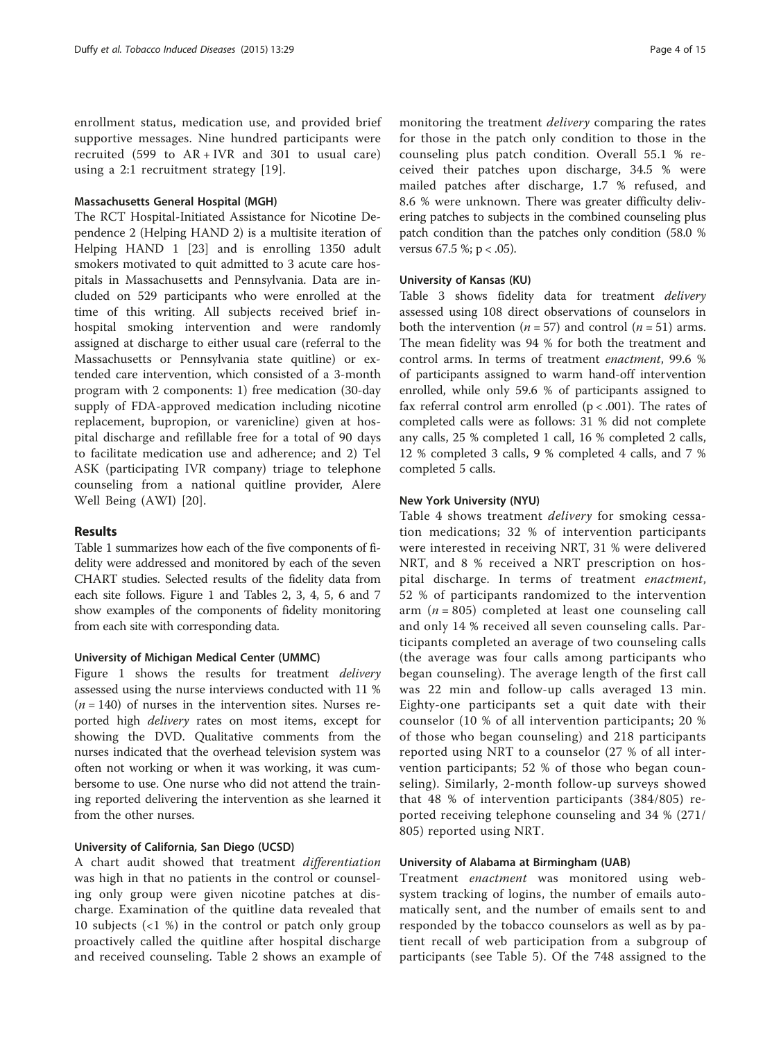enrollment status, medication use, and provided brief supportive messages. Nine hundred participants were recruited (599 to AR + IVR and 301 to usual care) using a 2:1 recruitment strategy [19].

#### Massachusetts General Hospital (MGH)

The RCT Hospital-Initiated Assistance for Nicotine Dependence 2 (Helping HAND 2) is a multisite iteration of Helping HAND 1 [23] and is enrolling 1350 adult smokers motivated to quit admitted to 3 acute care hospitals in Massachusetts and Pennsylvania. Data are included on 529 participants who were enrolled at the time of this writing. All subjects received brief in-hospital smoking intervention and were randomly assigned at discharge to either usual care (referral to the Massachusetts or Pennsylvania state quitline) or extended care intervention, which consisted of a 3-month program with 2 components: 1) free medication (30-day supply of FDA-approved medication including nicotine replacement, bupropion, or varenicline) given at hospital discharge and refillable free for a total of 90 days to facilitate medication use and adherence; and 2) Tel ASK (participating IVR company) triage to telephone counseling from a national quitline provider, Alere Well Being (AWI) [20].

## Results

Table 1 summarizes how each of the five components of fidelity were addressed and monitored by each of the seven CHART studies. Selected results of the fidelity data from each site follows. Figure 1 and Tables 2, 3, 4, 5, 6 and 7 show examples of the components of fidelity monitoring from each site with corresponding data.

#### University of Michigan Medical Center (UMMC)

Figure 1 shows the results for treatment *delivery* assessed using the nurse interviews conducted with 11 % ($n = 140$) of nurses in the intervention sites. Nurses reported high *delivery* rates on most items, except for showing the DVD. Qualitative comments from the nurses indicated that the overhead television system was often not working or when it was working, it was cumbersome to use. One nurse who did not attend the training reported delivering the intervention as she learned it from the other nurses.

#### University of California, San Diego (UCSD)

A chart audit showed that treatment *differentiation* was high in that no patients in the control or counseling only group were given nicotine patches at discharge. Examination of the quitline data revealed that 10 subjects (<1 %) in the control or patch only group proactively called the quitline after hospital discharge and received counseling. Table 2 shows an example of monitoring the treatment *delivery* comparing the rates for those in the patch only condition to those in the counseling plus patch condition. Overall 55.1 % received their patches upon discharge, 34.5 % were mailed patches after discharge, 1.7 % refused, and 8.6 % were unknown. There was greater difficulty delivering patches to subjects in the combined counseling plus patch condition than the patches only condition (58.0 % versus 67.5 %; $p < .05$).

#### University of Kansas (KU)

Table 3 shows fidelity data for treatment *delivery* assessed using 108 direct observations of counselors in both the intervention ($n = 57$) and control ($n = 51$) arms. The mean fidelity was 94 % for both the treatment and control arms. In terms of treatment *enactment*, 99.6 % of participants assigned to warm hand-off intervention enrolled, while only 59.6 % of participants assigned to fax referral control arm enrolled ($p < .001$). The rates of completed calls were as follows: 31 % did not complete any calls, 25 % completed 1 call, 16 % completed 2 calls, 12 % completed 3 calls, 9 % completed 4 calls, and 7 % completed 5 calls.

#### New York University (NYU)

Table 4 shows treatment *delivery* for smoking cessation medications; 32 % of intervention participants were interested in receiving NRT, 31 % were delivered NRT, and 8 % received a NRT prescription on hospital discharge. In terms of treatment *enactment*, 52 % of participants randomized to the intervention arm ($n = 805$) completed at least one counseling call and only 14 % received all seven counseling calls. Participants completed an average of two counseling calls (the average was four calls among participants who began counseling). The average length of the first call was 22 min and follow-up calls averaged 13 min. Eighty-one participants set a quit date with their counselor (10 % of all intervention participants; 20 % of those who began counseling) and 218 participants reported using NRT to a counselor (27 % of all intervention participants; 52 % of those who began counseling). Similarly, 2-month follow-up surveys showed that 48 % of intervention participants (384/805) reported receiving telephone counseling and 34 % (271/805) reported using NRT.

#### University of Alabama at Birmingham (UAB)

Treatment *enactment* was monitored using web-system tracking of logins, the number of emails automatically sent, and the number of emails sent to and responded by the tobacco counselors as well as by patient recall of web participation from a subgroup of participants (see Table 5). Of the 748 assigned to the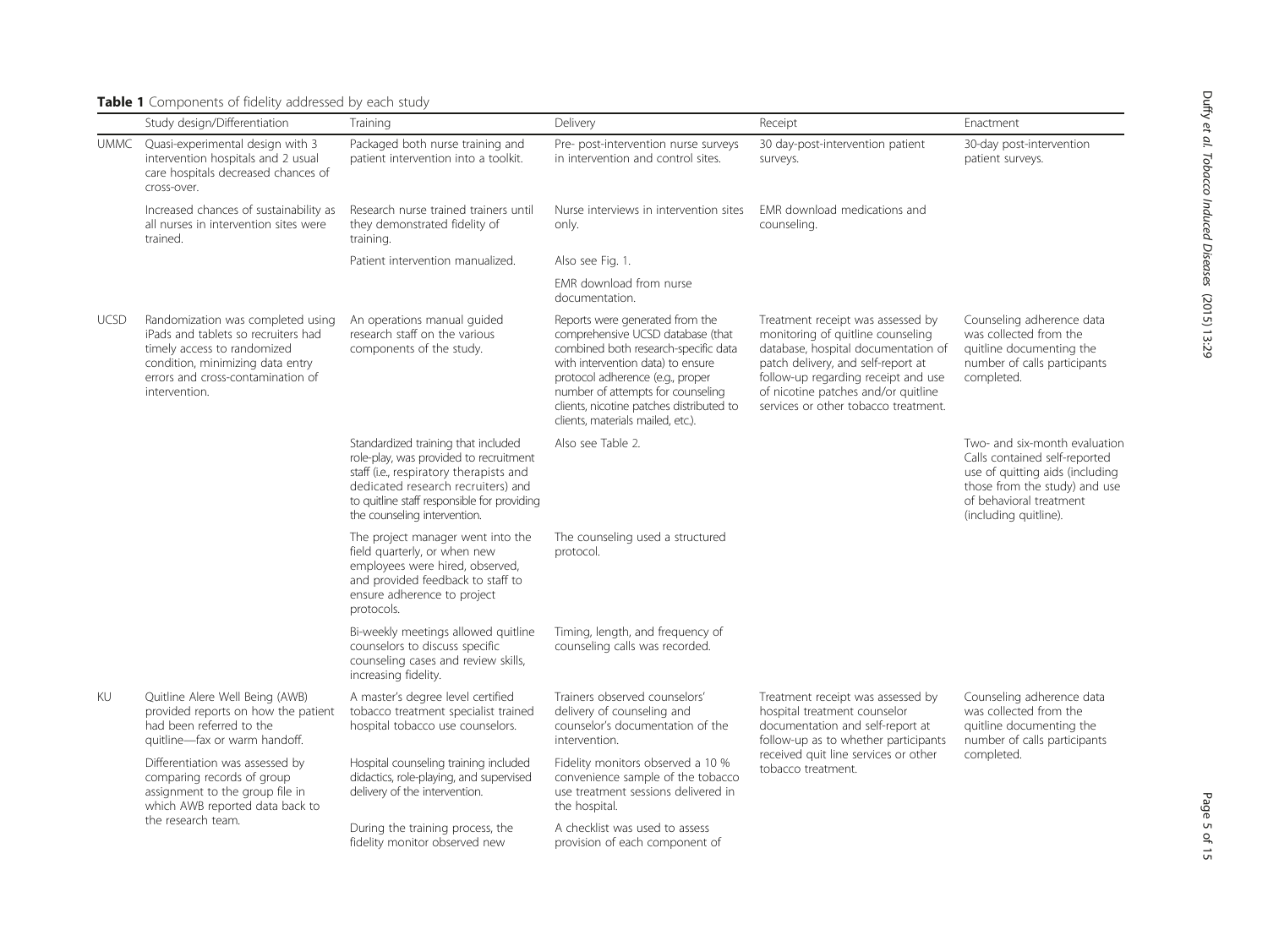**Table 1** Components of fidelity addressed by each study

| | Study design/Differentiation | Training | Delivery | Receipt | Enactment |
|---|---|---|---|---|---|
| UMMC | Quasi-experimental design with 3 intervention hospitals and 2 usual care hospitals decreased chances of cross-over. | Packaged both nurse training and patient intervention into a toolkit. | Pre- post-intervention nurse surveys in intervention and control sites. | 30 day-post-intervention patient surveys. | 30-day post-intervention patient surveys. |
| | Increased chances of sustainability as all nurses in intervention sites were trained. | Research nurse trained trainers until they demonstrated fidelity of training. | Nurse interviews in intervention sites only. | EMR download medications and counseling. | |
| | | Patient intervention manualized. | Also see Fig. 1. | | |
| | | | EMR download from nurse documentation. | | |
| UCSD | Randomization was completed using iPads and tablets so recruiters had timely access to randomized condition, minimizing data entry errors and cross-contamination of intervention. | An operations manual guided research staff on the various components of the study. | Reports were generated from the comprehensive UCSD database (that combined both research-specific data with intervention data) to ensure protocol adherence (e.g., proper number of attempts for counseling clients, nicotine patches distributed to clients, materials mailed, etc.). | Treatment receipt was assessed by monitoring of quitline counseling database, hospital documentation of patch delivery, and self-report at follow-up regarding receipt and use of nicotine patches and/or quitline services or other tobacco treatment. | Counseling adherence data was collected from the quitline documenting the number of calls participants completed. |
| | | Standardized training that included role-play, was provided to recruitment staff (i.e., respiratory therapists and dedicated research recruiters) and to quitline staff responsible for providing the counseling intervention. | Also see Table 2. | | Two- and six-month evaluation Calls contained self-reported use of quitting aids (including those from the study) and use of behavioral treatment (including quitline). |
| | | The project manager went into the field quarterly, or when new employees were hired, observed, and provided feedback to staff to ensure adherence to project protocols. | The counseling used a structured protocol. | | |
| | | Bi-weekly meetings allowed quitline counselors to discuss specific counseling cases and review skills, increasing fidelity. | Timing, length, and frequency of counseling calls was recorded. | | |
| KU | Quitline Alere Well Being (AWB) provided reports on how the patient had been referred to the quitline—fax or warm handoff. | A master's degree level certified tobacco treatment specialist trained hospital tobacco use counselors. | Trainers observed counselors' delivery of counseling and counselor's documentation of the intervention. | Treatment receipt was assessed by hospital treatment counselor documentation and self-report at follow-up as to whether participants received quit line services or other tobacco treatment. | Counseling adherence data was collected from the quitline documenting the number of calls participants completed. |
| | Differentiation was assessed by comparing records of group assignment to the group file in which AWB reported data back to the research team. | Hospital counseling training included didactics, role-playing, and supervised delivery of the intervention. | Fidelity monitors observed a 10 % convenience sample of the tobacco use treatment sessions delivered in the hospital. | | |
| | | During the training process, the fidelity monitor observed new | A checklist was used to assess provision of each component of | | |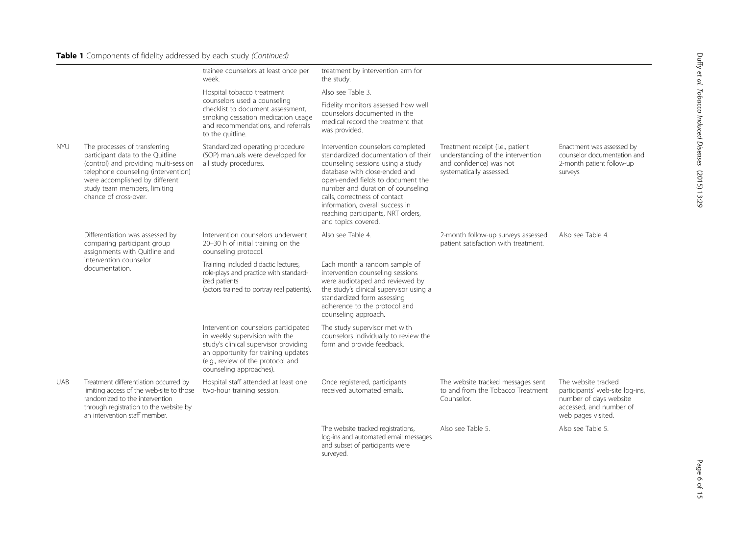**Table 1** Components of fidelity addressed by each study *(Continued)*

| | | | | | |
|---|---|---|---|---|---|
| | | trainee counselors at least once per week. | treatment by intervention arm for the study. | | |
| | | Hospital tobacco treatment counselors used a counseling checklist to document assessment, smoking cessation medication usage and recommendations, and referrals to the quitline. | Also see Table 3. Fidelity monitors assessed how well counselors documented in the medical record the treatment that was provided. | | |
| NYU | The processes of transferring participant data to the Quitline (control) and providing multi-session telephone counseling (intervention) were accomplished by different study team members, limiting chance of cross-over. | Standardized operating procedure (SOP) manuals were developed for all study procedures. | Intervention counselors completed standardized documentation of their counseling sessions using a study database with close-ended and open-ended fields to document the number and duration of counseling calls, correctness of contact information, overall success in reaching participants, NRT orders, and topics covered. | Treatment receipt (i.e., patient understanding of the intervention and confidence) was not systematically assessed. | Enactment was assessed by counselor documentation and 2-month patient follow-up surveys. |
| | Differentiation was assessed by comparing participant group assignments with Quitline and intervention counselor documentation. | Intervention counselors underwent 20–30 h of initial training on the counseling protocol. | Also see Table 4. | 2-month follow-up surveys assessed patient satisfaction with treatment. | Also see Table 4. |
| | | Training included didactic lectures, role-plays and practice with standardized patients (actors trained to portray real patients). | Each month a random sample of intervention counseling sessions were audiotaped and reviewed by the study's clinical supervisor using a standardized form assessing adherence to the protocol and counseling approach. | | |
| | | Intervention counselors participated in weekly supervision with the study's clinical supervisor providing an opportunity for training updates (e.g., review of the protocol and counseling approaches). | The study supervisor met with counselors individually to review the form and provide feedback. | | |
| UAB | Treatment differentiation occurred by limiting access of the web-site to those randomized to the intervention through registration to the website by an intervention staff member. | Hospital staff attended at least one two-hour training session. | Once registered, participants received automated emails. | The website tracked messages sent to and from the Tobacco Treatment Counselor. | The website tracked participants' web-site log-ins, number of days website accessed, and number of web pages visited. |
| | | | The website tracked registrations, log-ins and automated email messages and subset of participants were surveyed. | Also see Table 5. | Also see Table 5. |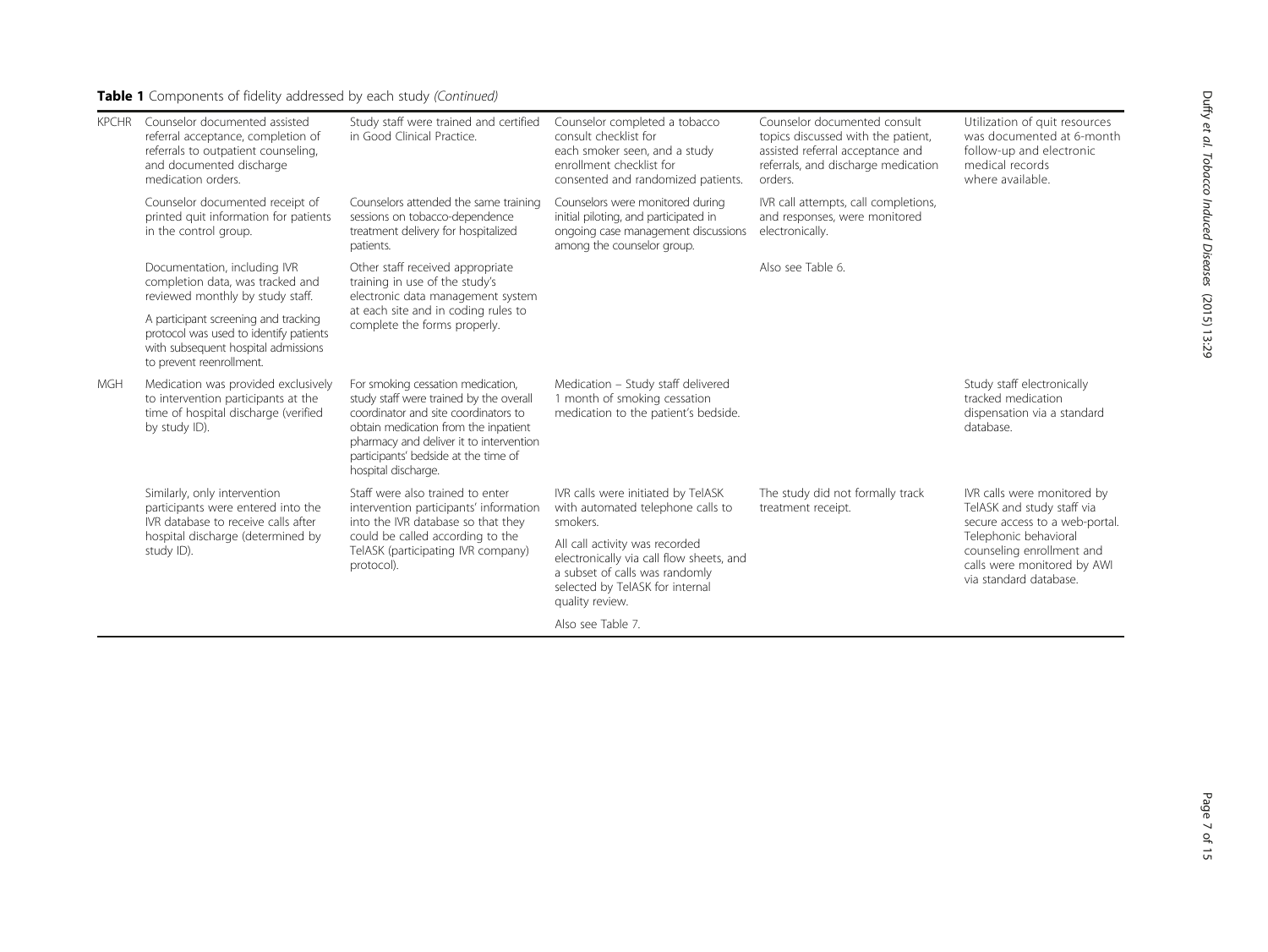**Table 1** Components of fidelity addressed by each study *(Continued)*

| | | | | | |
|---|---|---|---|---|---|
| KPCHR | Counselor documented assisted referral acceptance, completion of referrals to outpatient counseling, and documented discharge medication orders. | Study staff were trained and certified in Good Clinical Practice. | Counselor completed a tobacco consult checklist for each smoker seen, and a study enrollment checklist for consented and randomized patients. | Counselor documented consult topics discussed with the patient, assisted referral acceptance and referrals, and discharge medication orders. | Utilization of quit resources was documented at 6-month follow-up and electronic medical records where available. |
| | Counselor documented receipt of printed quit information for patients in the control group. | Counselors attended the same training sessions on tobacco-dependence treatment delivery for hospitalized patients. | Counselors were monitored during initial piloting, and participated in ongoing case management discussions among the counselor group. | IVR call attempts, call completions, and responses, were monitored electronically. | |
| | Documentation, including IVR completion data, was tracked and reviewed monthly by study staff. | Other staff received appropriate training in use of the study's electronic data management system at each site and in coding rules to complete the forms properly. | | Also see Table 6. | |
| | A participant screening and tracking protocol was used to identify patients with subsequent hospital admissions to prevent reenrollment. | | | | |
| MGH | Medication was provided exclusively to intervention participants at the time of hospital discharge (verified by study ID). | For smoking cessation medication, study staff were trained by the overall coordinator and site coordinators to obtain medication from the inpatient pharmacy and deliver it to intervention participants' bedside at the time of hospital discharge. | Medication – Study staff delivered 1 month of smoking cessation medication to the patient's bedside. | | Study staff electronically tracked medication dispensation via a standard database. |
| | Similarly, only intervention participants were entered into the IVR database to receive calls after hospital discharge (determined by study ID). | Staff were also trained to enter intervention participants' information into the IVR database so that they could be called according to the TelASK (participating IVR company) protocol. | IVR calls were initiated by TelASK with automated telephone calls to smokers. | The study did not formally track treatment receipt. | IVR calls were monitored by TelASK and study staff via secure access to a web-portal. Telephonic behavioral counseling enrollment and calls were monitored by AWI via standard database. |
| | | | All call activity was recorded electronically via call flow sheets, and a subset of calls was randomly selected by TelASK for internal quality review. | | |
| | | | Also see Table 7. | | |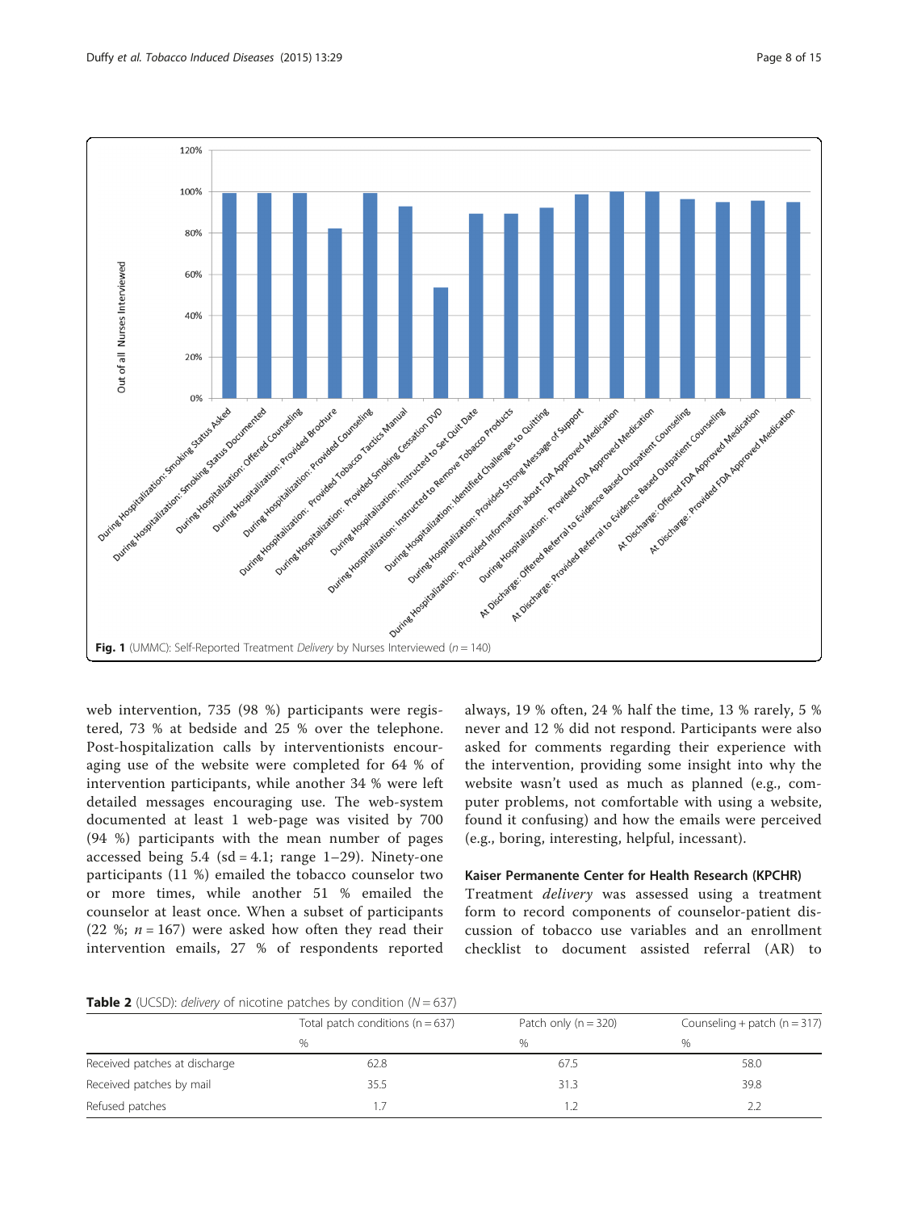Fig. 1 (UMMC): Self-Reported Treatment *Delivery* by Nurses Interviewed ($n = 140$)

web intervention, 735 (98 %) participants were registered, 73 % at bedside and 25 % over the telephone. Post-hospitalization calls by interventionists encouraging use of the website were completed for 64 % of intervention participants, while another 34 % were left detailed messages encouraging use. The web-system documented at least 1 web-page was visited by 700 (94 %) participants with the mean number of pages accessed being 5.4 (sd = 4.1; range 1–29). Ninety-one participants (11 %) emailed the tobacco counselor two or more times, while another 51 % emailed the counselor at least once. When a subset of participants (22 %; $n = 167$) were asked how often they read their intervention emails, 27 % of respondents reported always, 19 % often, 24 % half the time, 13 % rarely, 5 % never and 12 % did not respond. Participants were also asked for comments regarding their experience with the intervention, providing some insight into why the website wasn't used as much as planned (e.g., computer problems, not comfortable with using a website, found it confusing) and how the emails were perceived (e.g., boring, interesting, helpful, incessant).

### Kaiser Permanente Center for Health Research (KPCHR)

Treatment *delivery* was assessed using a treatment form to record components of counselor-patient discussion of tobacco use variables and an enrollment checklist to document assisted referral (AR) to

**Table 2** (UCSD): *delivery* of nicotine patches by condition ($N = 637$)

| | Total patch conditions (n = 637) | Patch only (n = 320) | Counseling + patch (n = 317) |
|---|---|---|---|
| | % | % | % |
| Received patches at discharge | 62.8 | 67.5 | 58.0 |
| Received patches by mail | 35.5 | 31.3 | 39.8 |
| Refused patches | 1.7 | 1.2 | 2.2 |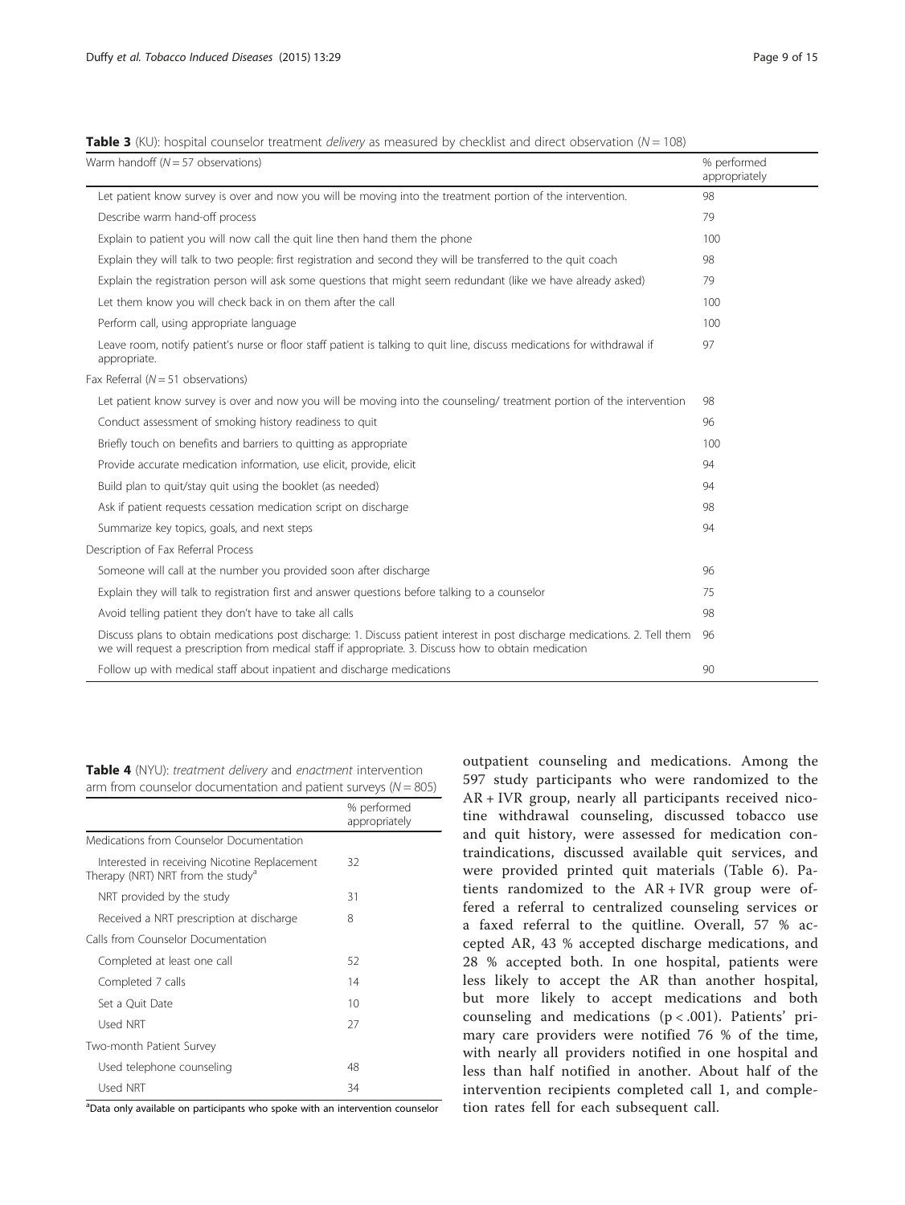**Table 3** (KU): hospital counselor treatment *delivery* as measured by checklist and direct observation (*N* = 108)

| Warm handoff (*N* = 57 observations) | % performed appropriately |
|---|---|
| Let patient know survey is over and now you will be moving into the treatment portion of the intervention. | 98 |
| Describe warm hand-off process | 79 |
| Explain to patient you will now call the quit line then hand them the phone | 100 |
| Explain they will talk to two people: first registration and second they will be transferred to the quit coach | 98 |
| Explain the registration person will ask some questions that might seem redundant (like we have already asked) | 79 |
| Let them know you will check back in on them after the call | 100 |
| Perform call, using appropriate language | 100 |
| Leave room, notify patient's nurse or floor staff patient is talking to quit line, discuss medications for withdrawal if appropriate. | 97 |
| Fax Referral (*N* = 51 observations) | |
| Let patient know survey is over and now you will be moving into the counseling/ treatment portion of the intervention | 98 |
| Conduct assessment of smoking history readiness to quit | 96 |
| Briefly touch on benefits and barriers to quitting as appropriate | 100 |
| Provide accurate medication information, use elicit, provide, elicit | 94 |
| Build plan to quit/stay quit using the booklet (as needed) | 94 |
| Ask if patient requests cessation medication script on discharge | 98 |
| Summarize key topics, goals, and next steps | 94 |
| Description of Fax Referral Process | |
| Someone will call at the number you provided soon after discharge | 96 |
| Explain they will talk to registration first and answer questions before talking to a counselor | 75 |
| Avoid telling patient they don't have to take all calls | 98 |
| Discuss plans to obtain medications post discharge: 1. Discuss patient interest in post discharge medications. 2. Tell them we will request a prescription from medical staff if appropriate. 3. Discuss how to obtain medication | 96 |
| Follow up with medical staff about inpatient and discharge medications | 90 |

**Table 4** (NYU): *treatment delivery* and *enactment* intervention arm from counselor documentation and patient surveys (*N* = 805)

| | % performed appropriately |
|---|---|
| Medications from Counselor Documentation | |
| Interested in receiving Nicotine Replacement Therapy (NRT) NRT from the study[a] | 32 |
| NRT provided by the study | 31 |
| Received a NRT prescription at discharge | 8 |
| Calls from Counselor Documentation | |
| Completed at least one call | 52 |
| Completed 7 calls | 14 |
| Set a Quit Date | 10 |
| Used NRT | 27 |
| Two-month Patient Survey | |
| Used telephone counseling | 48 |
| Used NRT | 34 |

[a]Data only available on participants who spoke with an intervention counselor

outpatient counseling and medications. Among the 597 study participants who were randomized to the AR + IVR group, nearly all participants received nicotine withdrawal counseling, discussed tobacco use and quit history, were assessed for medication contraindications, discussed available quit services, and were provided printed quit materials (Table 6). Patients randomized to the AR + IVR group were offered a referral to centralized counseling services or a faxed referral to the quitline. Overall, 57 % accepted AR, 43 % accepted discharge medications, and 28 % accepted both. In one hospital, patients were less likely to accept the AR than another hospital, but more likely to accept medications and both counseling and medications ($p < .001$). Patients' primary care providers were notified 76 % of the time, with nearly all providers notified in one hospital and less than half notified in another. About half of the intervention recipients completed call 1, and completion rates fell for each subsequent call.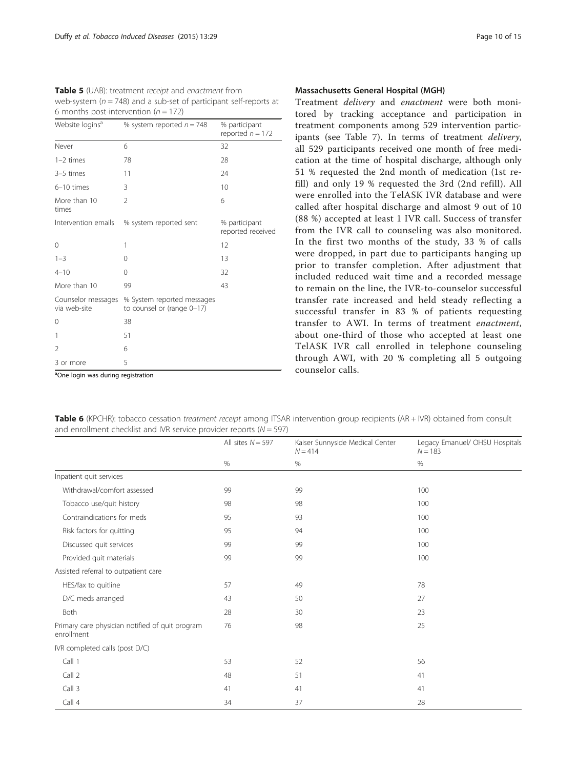**Table 5** (UAB): treatment *receipt* and *enactment* from web-system ($n = 748$) and a sub-set of participant self-reports at 6 months post-intervention ($n = 172$)

| Website logins[a] | % system reported $n = 748$ | % participant reported $n = 172$ |
|---|---|---|
| Never | 6 | 32 |
| 1–2 times | 78 | 28 |
| 3–5 times | 11 | 24 |
| 6–10 times | 3 | 10 |
| More than 10 times | 2 | 6 |
| Intervention emails | % system reported sent | % participant reported received |
| 0 | 1 | 12 |
| 1–3 | 0 | 13 |
| 4–10 | 0 | 32 |
| More than 10 | 99 | 43 |
| Counselor messages via web-site | % System reported messages to counsel or (range 0–17) | |
| 0 | 38 | |
| 1 | 51 | |
| 2 | 6 | |
| 3 or more | 5 | |

[a]One login was during registration

### Massachusetts General Hospital (MGH)

Treatment *delivery* and *enactment* were both monitored by tracking acceptance and participation in treatment components among 529 intervention participants (see Table 7). In terms of treatment *delivery*, all 529 participants received one month of free medication at the time of hospital discharge, although only 51 % requested the 2nd month of medication (1st refill) and only 19 % requested the 3rd (2nd refill). All were enrolled into the TelASK IVR database and were called after hospital discharge and almost 9 out of 10 (88 %) accepted at least 1 IVR call. Success of transfer from the IVR call to counseling was also monitored. In the first two months of the study, 33 % of calls were dropped, in part due to participants hanging up prior to transfer completion. After adjustment that included reduced wait time and a recorded message to remain on the line, the IVR-to-counselor successful transfer rate increased and held steady reflecting a successful transfer in 83 % of patients requesting transfer to AWI. In terms of treatment *enactment*, about one-third of those who accepted at least one TelASK IVR call enrolled in telephone counseling through AWI, with 20 % completing all 5 outgoing counselor calls.

**Table 6** (KPCHR): tobacco cessation *treatment receipt* among ITSAR intervention group recipients (AR + IVR) obtained from consult and enrollment checklist and IVR service provider reports ($N = 597$)

| | All sites $N = 597$ | Kaiser Sunnyside Medical Center $N = 414$ | Legacy Emanuel/ OHSU Hospitals $N = 183$ |
|---|---|---|---|
| | % | % | % |
| Inpatient quit services | | | |
| Withdrawal/comfort assessed | 99 | 99 | 100 |
| Tobacco use/quit history | 98 | 98 | 100 |
| Contraindications for meds | 95 | 93 | 100 |
| Risk factors for quitting | 95 | 94 | 100 |
| Discussed quit services | 99 | 99 | 100 |
| Provided quit materials | 99 | 99 | 100 |
| Assisted referral to outpatient care | | | |
| HES/fax to quitline | 57 | 49 | 78 |
| D/C meds arranged | 43 | 50 | 27 |
| Both | 28 | 30 | 23 |
| Primary care physician notified of quit program enrollment | 76 | 98 | 25 |
| IVR completed calls (post D/C) | | | |
| Call 1 | 53 | 52 | 56 |
| Call 2 | 48 | 51 | 41 |
| Call 3 | 41 | 41 | 41 |
| Call 4 | 34 | 37 | 28 |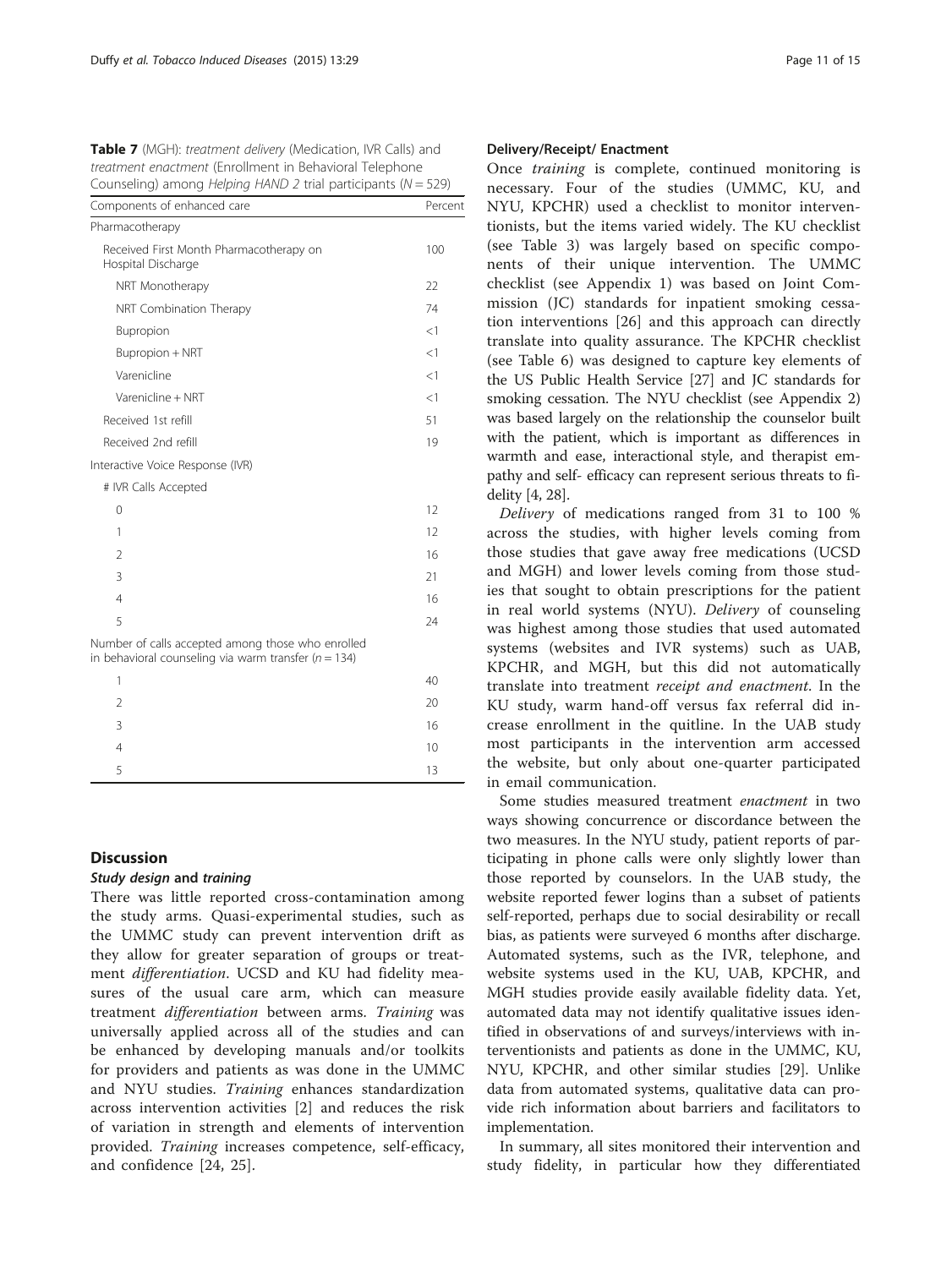**Table 7** (MGH): *treatment delivery* (Medication, IVR Calls) and *treatment enactment* (Enrollment in Behavioral Telephone Counseling) among *Helping HAND 2* trial participants (*N* = 529)

| Components of enhanced care | Percent |
|---|---|
| Pharmacotherapy | |
| Received First Month Pharmacotherapy on Hospital Discharge | 100 |
| NRT Monotherapy | 22 |
| NRT Combination Therapy | 74 |
| Bupropion | <1 |
| Bupropion + NRT | <1 |
| Varenicline | <1 |
| Varenicline + NRT | <1 |
| Received 1st refill | 51 |
| Received 2nd refill | 19 |
| Interactive Voice Response (IVR) | |
| # IVR Calls Accepted | |
| 0 | 12 |
| 1 | 12 |
| 2 | 16 |
| 3 | 21 |
| 4 | 16 |
| 5 | 24 |
| Number of calls accepted among those who enrolled in behavioral counseling via warm transfer (*n* = 134) | |
| 1 | 40 |
| 2 | 20 |
| 3 | 16 |
| 4 | 10 |
| 5 | 13 |

## Discussion

### *Study design* and *training*

There was little reported cross-contamination among the study arms. Quasi-experimental studies, such as the UMMC study can prevent intervention drift as they allow for greater separation of groups or treatment *differentiation*. UCSD and KU had fidelity measures of the usual care arm, which can measure treatment *differentiation* between arms. *Training* was universally applied across all of the studies and can be enhanced by developing manuals and/or toolkits for providers and patients as was done in the UMMC and NYU studies. *Training* enhances standardization across intervention activities [2] and reduces the risk of variation in strength and elements of intervention provided. *Training* increases competence, self-efficacy, and confidence [24, 25].

### Delivery/Receipt/ Enactment

Once *training* is complete, continued monitoring is necessary. Four of the studies (UMMC, KU, and NYU, KPCHR) used a checklist to monitor interventionists, but the items varied widely. The KU checklist (see Table 3) was largely based on specific components of their unique intervention. The UMMC checklist (see Appendix 1) was based on Joint Commission (JC) standards for inpatient smoking cessation interventions [26] and this approach can directly translate into quality assurance. The KPCHR checklist (see Table 6) was designed to capture key elements of the US Public Health Service [27] and JC standards for smoking cessation. The NYU checklist (see Appendix 2) was based largely on the relationship the counselor built with the patient, which is important as differences in warmth and ease, interactional style, and therapist empathy and self- efficacy can represent serious threats to fidelity [4, 28].

*Delivery* of medications ranged from 31 to 100 % across the studies, with higher levels coming from those studies that gave away free medications (UCSD and MGH) and lower levels coming from those studies that sought to obtain prescriptions for the patient in real world systems (NYU). *Delivery* of counseling was highest among those studies that used automated systems (websites and IVR systems) such as UAB, KPCHR, and MGH, but this did not automatically translate into treatment *receipt and enactment*. In the KU study, warm hand-off versus fax referral did increase enrollment in the quitline. In the UAB study most participants in the intervention arm accessed the website, but only about one-quarter participated in email communication.

Some studies measured treatment *enactment* in two ways showing concurrence or discordance between the two measures. In the NYU study, patient reports of participating in phone calls were only slightly lower than those reported by counselors. In the UAB study, the website reported fewer logins than a subset of patients self-reported, perhaps due to social desirability or recall bias, as patients were surveyed 6 months after discharge. Automated systems, such as the IVR, telephone, and website systems used in the KU, UAB, KPCHR, and MGH studies provide easily available fidelity data. Yet, automated data may not identify qualitative issues identified in observations of and surveys/interviews with interventionists and patients as done in the UMMC, KU, NYU, KPCHR, and other similar studies [29]. Unlike data from automated systems, qualitative data can provide rich information about barriers and facilitators to implementation.

In summary, all sites monitored their intervention and study fidelity, in particular how they differentiated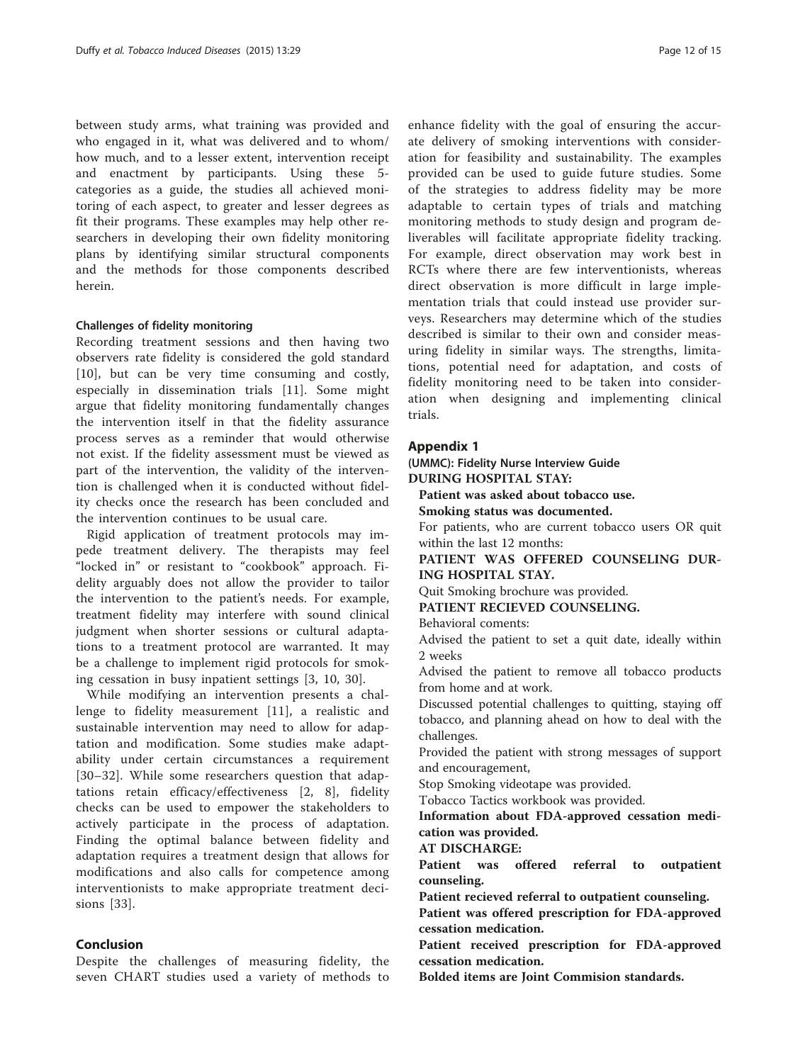between study arms, what training was provided and who engaged in it, what was delivered and to whom/how much, and to a lesser extent, intervention receipt and enactment by participants. Using these 5-categories as a guide, the studies all achieved monitoring of each aspect, to greater and lesser degrees as fit their programs. These examples may help other researchers in developing their own fidelity monitoring plans by identifying similar structural components and the methods for those components described herein.

### Challenges of fidelity monitoring

Recording treatment sessions and then having two observers rate fidelity is considered the gold standard [10], but can be very time consuming and costly, especially in dissemination trials [11]. Some might argue that fidelity monitoring fundamentally changes the intervention itself in that the fidelity assurance process serves as a reminder that would otherwise not exist. If the fidelity assessment must be viewed as part of the intervention, the validity of the intervention is challenged when it is conducted without fidelity checks once the research has been concluded and the intervention continues to be usual care.

Rigid application of treatment protocols may impede treatment delivery. The therapists may feel "locked in" or resistant to "cookbook" approach. Fidelity arguably does not allow the provider to tailor the intervention to the patient's needs. For example, treatment fidelity may interfere with sound clinical judgment when shorter sessions or cultural adaptations to a treatment protocol are warranted. It may be a challenge to implement rigid protocols for smoking cessation in busy inpatient settings [3, 10, 30].

While modifying an intervention presents a challenge to fidelity measurement [11], a realistic and sustainable intervention may need to allow for adaptation and modification. Some studies make adaptability under certain circumstances a requirement [30–32]. While some researchers question that adaptations retain efficacy/effectiveness [2, 8], fidelity checks can be used to empower the stakeholders to actively participate in the process of adaptation. Finding the optimal balance between fidelity and adaptation requires a treatment design that allows for modifications and also calls for competence among interventionists to make appropriate treatment decisions [33].

## Conclusion

Despite the challenges of measuring fidelity, the seven CHART studies used a variety of methods to enhance fidelity with the goal of ensuring the accurate delivery of smoking interventions with consideration for feasibility and sustainability. The examples provided can be used to guide future studies. Some of the strategies to address fidelity may be more adaptable to certain types of trials and matching monitoring methods to study design and program deliverables will facilitate appropriate fidelity tracking. For example, direct observation may work best in RCTs where there are few interventionists, whereas direct observation is more difficult in large implementation trials that could instead use provider surveys. Researchers may determine which of the studies described is similar to their own and consider measuring fidelity in similar ways. The strengths, limitations, potential need for adaptation, and costs of fidelity monitoring need to be taken into consideration when designing and implementing clinical trials.

## Appendix 1

### (UMMC): Fidelity Nurse Interview Guide

**DURING HOSPITAL STAY:**

**Patient was asked about tobacco use.**

**Smoking status was documented.**

For patients, who are current tobacco users OR quit within the last 12 months:

**PATIENT WAS OFFERED COUNSELING DURING HOSPITAL STAY.**

Quit Smoking brochure was provided.

**PATIENT RECIEVED COUNSELING.**

Behavioral coments:

Advised the patient to set a quit date, ideally within 2 weeks

Advised the patient to remove all tobacco products from home and at work.

Discussed potential challenges to quitting, staying off tobacco, and planning ahead on how to deal with the challenges.

Provided the patient with strong messages of support and encouragement,

Stop Smoking videotape was provided.

Tobacco Tactics workbook was provided.

**Information about FDA-approved cessation medication was provided.**

**AT DISCHARGE:**

**Patient was offered referral to outpatient counseling.**

**Patient recieved referral to outpatient counseling.**

**Patient was offered prescription for FDA-approved cessation medication.**

**Patient received prescription for FDA-approved cessation medication.**

**Bolded items are Joint Commision standards.**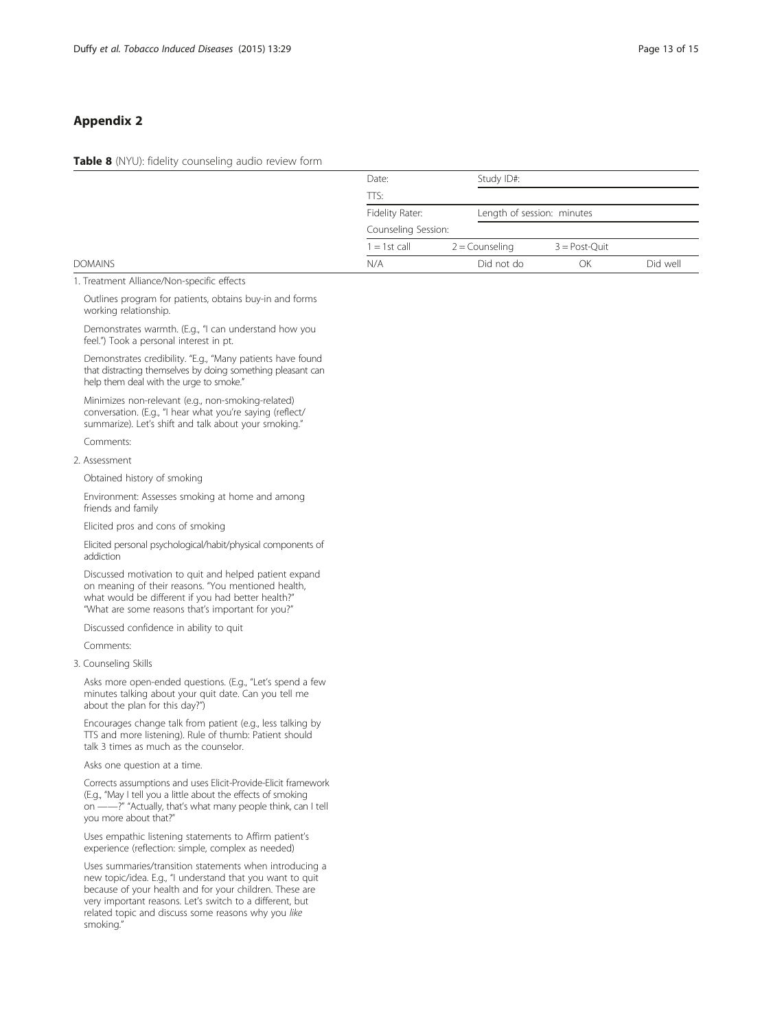## Appendix 2

**Table 8** (NYU): fidelity counseling audio review form

| | Date: | Study ID#: | | |
|---|---|---|---|---|
| | TTS: | | | |
| | Fidelity Rater: | Length of session: minutes | | |
| | Counseling Session: | | | |
| | 1 = 1st call | 2 = Counseling | 3 = Post-Quit | |
| DOMAINS | N/A | Did not do | OK | Did well |
| 1. Treatment Alliance/Non-specific effects | | | | |
| Outlines program for patients, obtains buy-in and forms working relationship. | | | | |
| Demonstrates warmth. (E.g., "I can understand how you feel.") Took a personal interest in pt. | | | | |
| Demonstrates credibility. "E.g., "Many patients have found that distracting themselves by doing something pleasant can help them deal with the urge to smoke." | | | | |
| Minimizes non-relevant (e.g., non-smoking-related) conversation. (E.g., "I hear what you're saying (reflect/ summarize). Let's shift and talk about your smoking." | | | | |
| Comments: | | | | |
| 2. Assessment | | | | |
| Obtained history of smoking | | | | |
| Environment: Assesses smoking at home and among friends and family | | | | |
| Elicited pros and cons of smoking | | | | |
| Elicited personal psychological/habit/physical components of addiction | | | | |
| Discussed motivation to quit and helped patient expand on meaning of their reasons. "You mentioned health, what would be different if you had better health?" "What are some reasons that's important for you?" | | | | |
| Discussed confidence in ability to quit | | | | |
| Comments: | | | | |
| 3. Counseling Skills | | | | |
| Asks more open-ended questions. (E.g., "Let's spend a few minutes talking about your quit date. Can you tell me about the plan for this day?") | | | | |
| Encourages change talk from patient (e.g., less talking by TTS and more listening). Rule of thumb: Patient should talk 3 times as much as the counselor. | | | | |
| Asks one question at a time. | | | | |
| Corrects assumptions and uses Elicit-Provide-Elicit framework (E.g., "May I tell you a little about the effects of smoking on ——?" "Actually, that's what many people think, can I tell you more about that?" | | | | |
| Uses empathic listening statements to Affirm patient's experience (reflection: simple, complex as needed) | | | | |
| Uses summaries/transition statements when introducing a new topic/idea. E.g., "I understand that you want to quit because of your health and for your children. These are very important reasons. Let's switch to a different, but related topic and discuss some reasons why you *like* smoking." | | | | |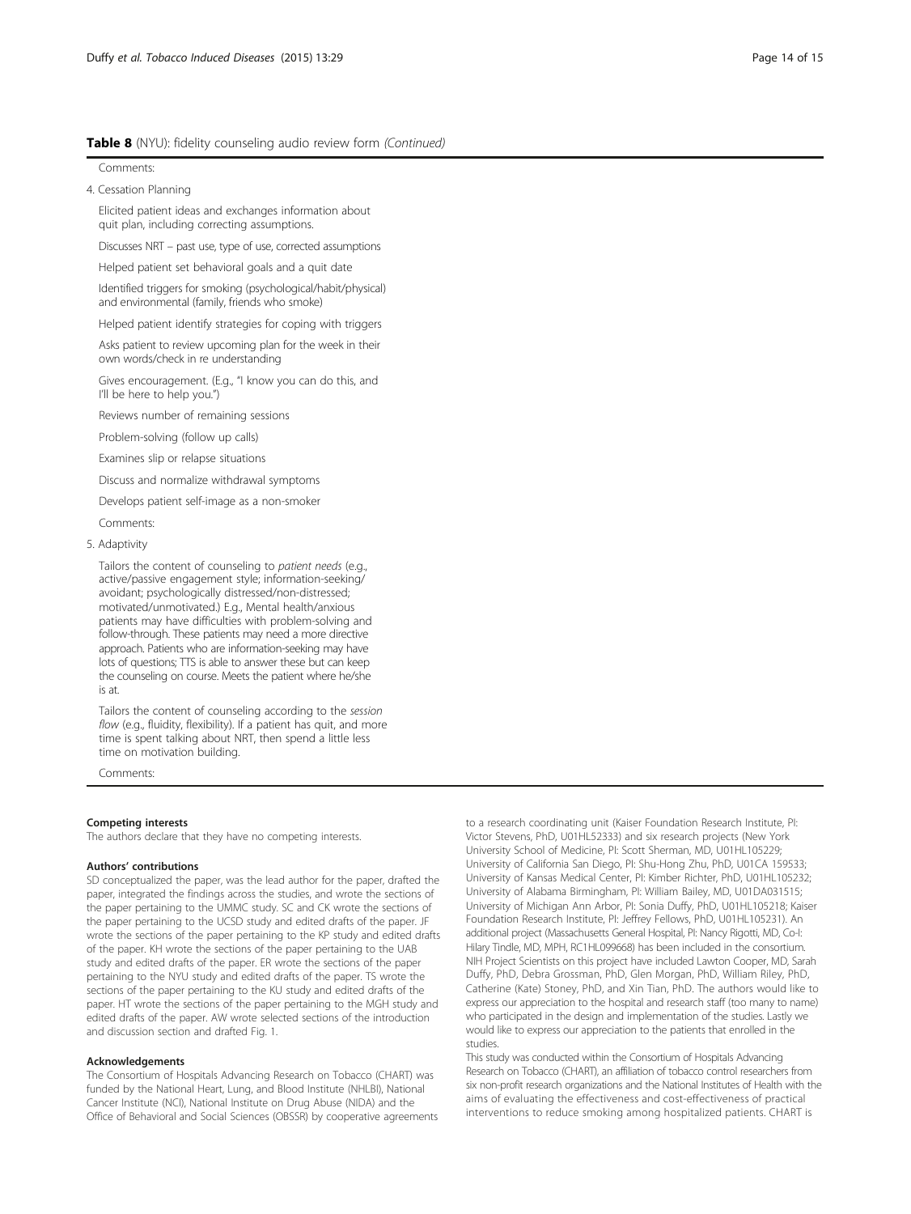**Table 8** (NYU): fidelity counseling audio review form *(Continued)*

Comments:

4. Cessation Planning

Elicited patient ideas and exchanges information about quit plan, including correcting assumptions.

Discusses NRT – past use, type of use, corrected assumptions

Helped patient set behavioral goals and a quit date

Identified triggers for smoking (psychological/habit/physical) and environmental (family, friends who smoke)

Helped patient identify strategies for coping with triggers

Asks patient to review upcoming plan for the week in their own words/check in re understanding

Gives encouragement. (E.g., "I know you can do this, and I'll be here to help you.")

Reviews number of remaining sessions

Problem-solving (follow up calls)

Examines slip or relapse situations

Discuss and normalize withdrawal symptoms

Develops patient self-image as a non-smoker

Comments:

5. Adaptivity

Tailors the content of counseling to *patient needs* (e.g., active/passive engagement style; information-seeking/avoidant; psychologically distressed/non-distressed; motivated/unmotivated.) E.g., Mental health/anxious patients may have difficulties with problem-solving and follow-through. These patients may need a more directive approach. Patients who are information-seeking may have lots of questions; TTS is able to answer these but can keep the counseling on course. Meets the patient where he/she is at.

Tailors the content of counseling according to the *session flow* (e.g., fluidity, flexibility). If a patient has quit, and more time is spent talking about NRT, then spend a little less time on motivation building.

Comments:

#### Competing interests

The authors declare that they have no competing interests.

#### Authors' contributions

SD conceptualized the paper, was the lead author for the paper, drafted the paper, integrated the findings across the studies, and wrote the sections of the paper pertaining to the UMMC study. SC and CK wrote the sections of the paper pertaining to the UCSD study and edited drafts of the paper. JF wrote the sections of the paper pertaining to the KP study and edited drafts of the paper. KH wrote the sections of the paper pertaining to the UAB study and edited drafts of the paper. ER wrote the sections of the paper pertaining to the NYU study and edited drafts of the paper. TS wrote the sections of the paper pertaining to the KU study and edited drafts of the paper. HT wrote the sections of the paper pertaining to the MGH study and edited drafts of the paper. AW wrote selected sections of the introduction and discussion section and drafted Fig. 1.

#### Acknowledgements

The Consortium of Hospitals Advancing Research on Tobacco (CHART) was funded by the National Heart, Lung, and Blood Institute (NHLBI), National Cancer Institute (NCI), National Institute on Drug Abuse (NIDA) and the Office of Behavioral and Social Sciences (OBSSR) by cooperative agreements to a research coordinating unit (Kaiser Foundation Research Institute, PI: Victor Stevens, PhD, U01HL52333) and six research projects (New York University School of Medicine, PI: Scott Sherman, MD, U01HL105229; University of California San Diego, PI: Shu-Hong Zhu, PhD, U01CA 159533; University of Kansas Medical Center, PI: Kimber Richter, PhD, U01HL105232; University of Alabama Birmingham, PI: William Bailey, MD, U01DA031515; University of Michigan Ann Arbor, PI: Sonia Duffy, PhD, U01HL105218; Kaiser Foundation Research Institute, PI: Jeffrey Fellows, PhD, U01HL105231). An additional project (Massachusetts General Hospital, PI: Nancy Rigotti, MD, Co-I: Hilary Tindle, MD, MPH, RC1HL099668) has been included in the consortium. NIH Project Scientists on this project have included Lawton Cooper, MD, Sarah Duffy, PhD, Debra Grossman, PhD, Glen Morgan, PhD, William Riley, PhD, Catherine (Kate) Stoney, PhD, and Xin Tian, PhD. The authors would like to express our appreciation to the hospital and research staff (too many to name) who participated in the design and implementation of the studies. Lastly we would like to express our appreciation to the patients that enrolled in the studies.

This study was conducted within the Consortium of Hospitals Advancing Research on Tobacco (CHART), an affiliation of tobacco control researchers from six non-profit research organizations and the National Institutes of Health with the aims of evaluating the effectiveness and cost-effectiveness of practical interventions to reduce smoking among hospitalized patients. CHART is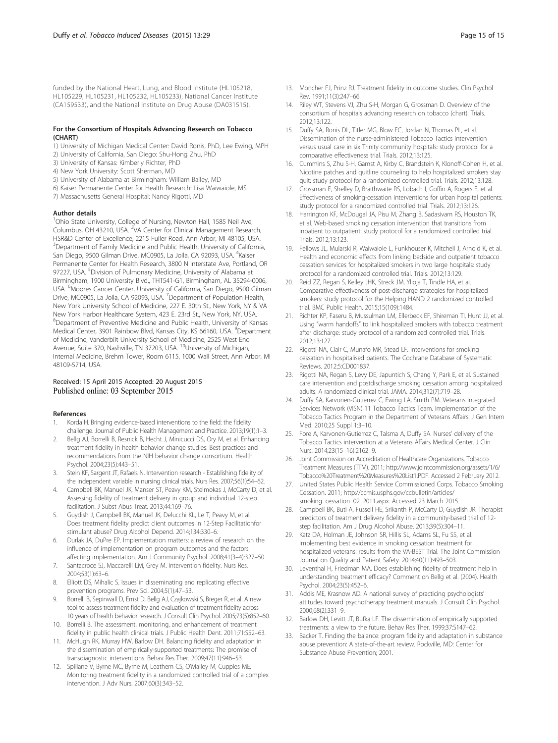funded by the National Heart, Lung, and Blood Institute (HL105218, HL105229, HL105231, HL105232, HL105233), National Cancer Institute (CA159533), and the National Institute on Drug Abuse (DA031515).

#### For the Consortium of Hospitals Advancing Research on Tobacco (CHART)

1) University of Michigan Medical Center: David Ronis, PhD, Lee Ewing, MPH
2) University of California, San Diego: Shu-Hong Zhu, PhD
3) University of Kansas: Kimberly Richter, PhD
4) New York University: Scott Sherman, MD
5) University of Alabama at Birmingham: William Bailey, MD
6) Kaiser Permanente Center for Health Research: Lisa Waiwaiole, MS
7) Massachusetts General Hospital: Nancy Rigotti, MD

#### Author details

[1]Ohio State University, College of Nursing, Newton Hall, 1585 Neil Ave, Columbus, OH 43210, USA. [2]VA Center for Clinical Management Research, HSR&D Center of Excellence, 2215 Fuller Road, Ann Arbor, MI 48105, USA. [3]Department of Family Medicine and Public Health, University of California, San Diego, 9500 Gilman Drive, MC0905, La Jolla, CA 92093, USA. [4]Kaiser Permanente Center for Health Research, 3800 N Interstate Ave, Portland, OR 97227, USA. [5]Division of Pulmonary Medicine, University of Alabama at Birmingham, 1900 University Blvd., THT541-G1, Birmingham, AL 35294-0006, USA. [6]Moores Cancer Center, University of California, San Diego, 9500 Gilman Drive, MC0905, La Jolla, CA 92093, USA. [7]Department of Population Health, New York University School of Medicine, 227 E. 30th St., New York, NY & VA New York Harbor Healthcare System, 423 E. 23rd St., New York, NY, USA. [8]Department of Preventive Medicine and Public Health, University of Kansas Medical Center, 3901 Rainbow Blvd, Kansas City, KS 66160, USA. [9]Department of Medicine, Vanderbilt University School of Medicine, 2525 West End Avenue, Suite 370, Nashville, TN 37203, USA. [10]University of Michigan, Internal Medicine, Brehm Tower, Room 6115, 1000 Wall Street, Ann Arbor, MI 48109-5714, USA.

Received: 15 April 2015 Accepted: 20 August 2015
Published online: 03 September 2015

#### References

1. Korda H. Bringing evidence-based interventions to the field: the fidelity challenge. Journal of Public Health Management and Practice. 2013;19(1):1–3.
2. Bellg AJ, Borrelli B, Resnick B, Hecht J, Minicucci DS, Ory M, et al. Enhancing treatment fidelity in health behavior change studies: Best practices and recommendations from the NIH behavior change consortium. Health Psychol. 2004;23(5):443–51.
3. Stein KF, Sargent JT, Rafaels N. Intervention research - Establishing fidelity of the independent variable in nursing clinical trials. Nurs Res. 2007;56(1):54–62.
4. Campbell BK, Manuel JK, Manser ST, Peavy KM, Stelmokas J, McCarty D, et al. Assessing fidelity of treatment delivery in group and individual 12-step facilitation. J Subst Abus Treat. 2013;44:169–76.
5. Guydish J, Campbell BK, Manuel JK, Delucchi KL, Le T, Peavy M, et al. Does treatment fidelity predict client outcomes in 12-Step Facilitationfor stimulant abuse? Drug Alcohol Depend. 2014;134:330–6.
6. Durlak JA, DuPre EP. Implementation matters: a review of research on the influence of implementation on program outcomes and the factors affecting implementation. Am J Community Psychol. 2008;41(3–4):327–50.
7. Santacroce SJ, Maccarelli LM, Grey M. Intervention fidelity. Nurs Res. 2004;53(1):63–6.
8. Elliott DS, Mihalic S. Issues in disseminating and replicating effective prevention programs. Prev Sci. 2004;5(1):47–53.
9. Borrelli B, Sepinwall D, Ernst D, Bellg AJ, Czajkowski S, Breger R, et al. A new tool to assess treatment fidelity and evaluation of treatment fidelity across 10 years of health behavior research. J Consult Clin Psychol. 2005;73(5):852–60.
10. Borrelli B. The assessment, monitoring, and enhancement of treatment fidelity in public health clinical trials. J Public Health Dent. 2011;71:S52–63.
11. McHugh RK, Murray HW, Barlow DH. Balancing fidelity and adaptation in the dissemination of empirically-supported treatments: The promise of transdiagnostic interventions. Behav Res Ther. 2009;47(11):946–53.
12. Spillane V, Byrne MC, Byrne M, Leathem CS, O'Malley M, Cupples ME. Monitoring treatment fidelity in a randomized controlled trial of a complex intervention. J Adv Nurs. 2007;60(3):343–52.
13. Moncher FJ, Prinz RJ. Treatment fidelity in outcome studies. Clin Psychol Rev. 1991;11(3):247–66.
14. Riley WT, Stevens VJ, Zhu S-H, Morgan G, Grossman D. Overview of the consortium of hospitals advancing research on tobacco (chart). Trials. 2012;13:122.
15. Duffy SA, Ronis DL, Titler MG, Blow FC, Jordan N, Thomas PL, et al. Dissemination of the nurse-administered Tobacco Tactics intervention versus usual care in six Trinity community hospitals: study protocol for a comparative effectiveness trial. Trials. 2012;13:125.
16. Cummins S, Zhu S-H, Gamst A, Kirby C, Brandstein K, Klonoff-Cohen H, et al. Nicotine patches and quitline counseling to help hospitalized smokers stay quit: study protocol for a randomized controlled trial. Trials. 2012;13:128.
17. Grossman E, Shelley D, Braithwaite RS, Lobach I, Goffin A, Rogers E, et al. Effectiveness of smoking-cessation interventions for urban hospital patients: study protocol for a randomized controlled trial. Trials. 2012;13:126.
18. Harrington KF, McDougal JA, Pisu M, Zhang B, Sadasivam RS, Houston TK, et al. Web-based smoking cessation intervention that transitions from inpatient to outpatient: study protocol for a randomized controlled trial. Trials. 2012;13:123.
19. Fellows JL, Mularski R, Waiwaiole L, Funkhouser K, Mitchell J, Arnold K, et al. Health and economic effects from linking bedside and outpatient tobacco cessation services for hospitalized smokers in two large hospitals: study protocol for a randomized controlled trial. Trials. 2012;13:129.
20. Reid ZZ, Regan S, Kelley JHK, Streck JM, Ylioja T, Tindle HA, et al. Comparative effectiveness of post-discharge strategies for hospitalized smokers: study protocol for the Helping HAND 2 randomized controlled trial. BMC Public Health. 2015;15(109):1484.
21. Richter KP, Faseru B, Mussulman LM, Ellerbeck EF, Shireman TI, Hunt JJ, et al. Using "warm handoffs" to link hospitalized smokers with tobacco treatment after discharge: study protocol of a randomized controlled trial. Trials. 2012;13:127.
22. Rigotti NA, Clair C, Munafo MR, Stead LF. Interventions for smoking cessation in hospitalised patients. The Cochrane Database of Systematic Reviews. 2012;5:CD001837.
23. Rigotti NA, Regan S, Levy DE, Japuntich S, Chang Y, Park E, et al. Sustained care intervention and postdischarge smoking cessation among hospitalized adults: A randomized clinical trial. JAMA. 2014;312(7):719–28.
24. Duffy SA, Karvonen-Gutierrez C, Ewing LA, Smith PM. Veterans Integrated Services Network (VISN) 11 Tobacco Tactics Team. Implementation of the Tobacco Tactics Program in the Department of Veterans Affairs. J Gen Intern Med. 2010;25 Suppl 1:3–10.
25. Fore A, Karvonen-Gutierrez C, Talsma A, Duffy SA. Nurses' delivery of the Tobacco Tactics intervention at a Veterans Affairs Medical Center. J Clin Nurs. 2014;23(15–16):2162–9.
26. Joint Commission on Accreditation of Healthcare Organizations. Tobacco Treatment Measures (TTM). 2011; http://www.jointcommission.org/assets/1/6/Tobacco%20Treatment%20Measures%20List1.PDF. Accessed 2 February 2012.
27. United States Public Health Service Commissioned Corps. Tobacco Smoking Cessation. 2011; http://ccmis.usphs.gov/ccbulletin/articles/smoking_cessation_02_2011.aspx. Accessed 23 March 2015.
28. Campbell BK, Buti A, Fussell HE, Srikanth P, McCarty D, Guydish JR. Therapist predictors of treatment delivery fidelity in a community-based trial of 12-step facilitation. Am J Drug Alcohol Abuse. 2013;39(5):304–11.
29. Katz DA, Holman JE, Johnson SR, Hillis SL, Adams SL, Fu SS, et al. Implementing best evidence in smoking cessation treatment for hospitalized veterans: results from the VA-BEST Trial. The Joint Commission Journal on Quality and Patient Safety. 2014;40(11):493–503.
30. Leventhal H, Friedman MA. Does establishing fidelity of treatment help in understanding treatment efficacy? Comment on Bellg et al. (2004). Health Psychol. 2004;23(5):452–6.
31. Addis ME, Krasnow AD. A national survey of practicing psychologists' attitudes toward psychotherapy treatment manuals. J Consult Clin Psychol. 2000;68(2):331–9.
32. Barlow DH, Levitt JT, Bufka LF. The dissemination of empirically supported treatments: a view to the future. Behav Res Ther. 1999;37:S147–62.
33. Backer T. Finding the balance: program fidelity and adaptation in substance abuse prevention: A state-of-the-art review. Rockville, MD: Center for Substance Abuse Prevention; 2001.